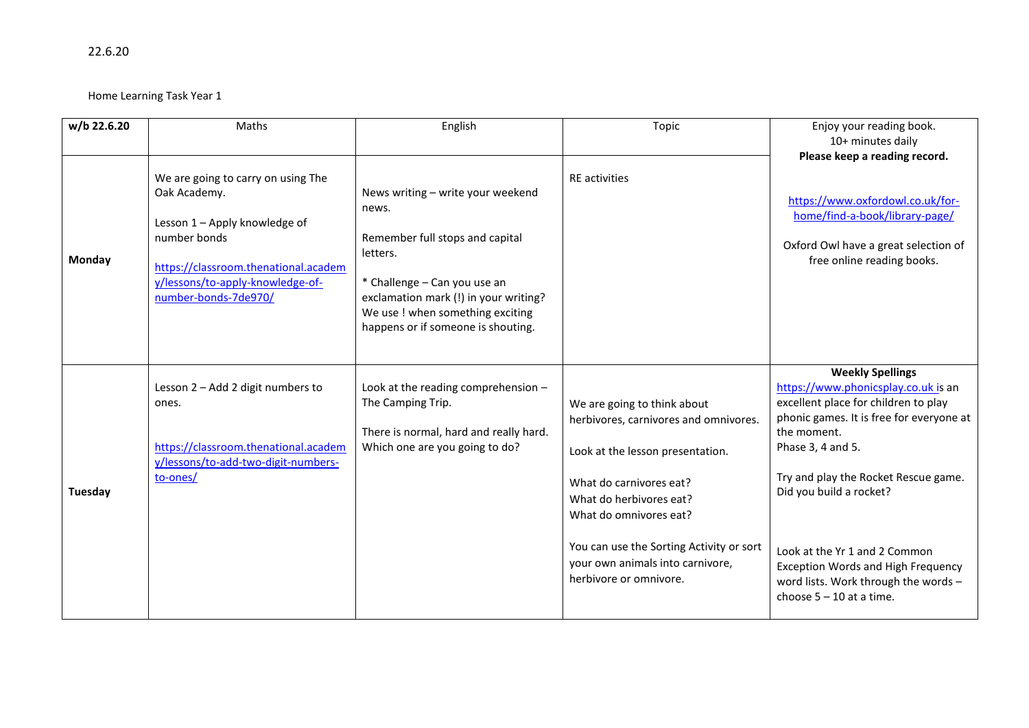22.6.20

Home Learning Task Year 1

| w/b 22.6.20 | Maths | English | Topic | Enjoy your reading book. 10+ minutes daily **Please keep a reading record.** |
|---|---|---|---|---|
| **Monday** | We are going to carry on using The Oak Academy.<br><br>Lesson 1 – Apply knowledge of number bonds<br><br>[https://classroom.thenational.academy/lessons/to-apply-knowledge-of-number-bonds-7de970/](https://classroom.thenational.academy/lessons/to-apply-knowledge-of-number-bonds-7de970/) | News writing – write your weekend news.<br><br>Remember full stops and capital letters.<br><br>* Challenge – Can you use an exclamation mark (!) in your writing? We use ! when something exciting happens or if someone is shouting. | RE activities | [https://www.oxfordowl.co.uk/for-home/find-a-book/library-page/](https://www.oxfordowl.co.uk/for-home/find-a-book/library-page/)<br><br>Oxford Owl have a great selection of free online reading books. |
| **Tuesday** | Lesson 2 – Add 2 digit numbers to ones.<br><br>[https://classroom.thenational.academy/lessons/to-add-two-digit-numbers-to-ones/](https://classroom.thenational.academy/lessons/to-add-two-digit-numbers-to-ones/) | Look at the reading comprehension – The Camping Trip.<br><br>There is normal, hard and really hard. Which one are you going to do? | We are going to think about herbivores, carnivores and omnivores.<br><br>Look at the lesson presentation.<br><br>What do carnivores eat?<br>What do herbivores eat?<br>What do omnivores eat?<br><br>You can use the Sorting Activity or sort your own animals into carnivore, herbivore or omnivore. | **Weekly Spellings**<br>[https://www.phonicsplay.co.uk](https://www.phonicsplay.co.uk) is an excellent place for children to play phonic games. It is free for everyone at the moment.<br>Phase 3, 4 and 5.<br><br>Try and play the Rocket Rescue game. Did you build a rocket?<br><br>Look at the Yr 1 and 2 Common Exception Words and High Frequency word lists. Work through the words – choose 5 – 10 at a time. |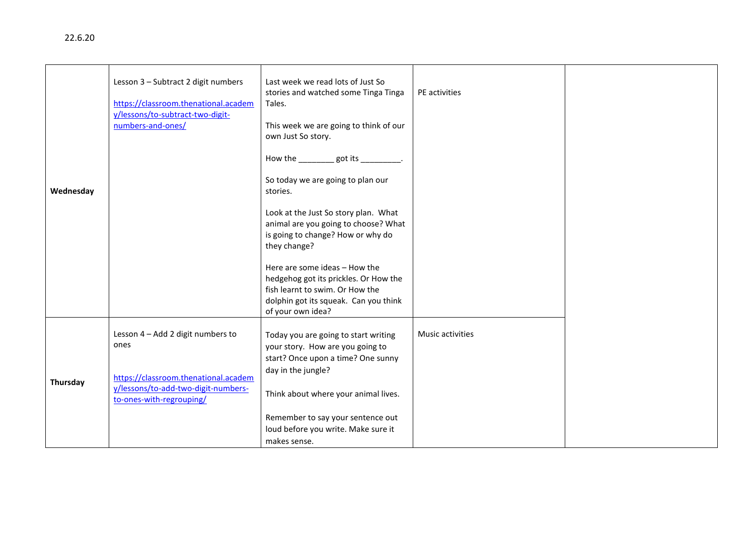22.6.20

| | | | | |
|---|---|---|---|---|
| **Wednesday** | Lesson 3 – Subtract 2 digit numbers<br><br>https://classroom.thenational.academy/lessons/to-subtract-two-digit-numbers-and-ones/ | Last week we read lots of Just So stories and watched some Tinga Tinga Tales.<br><br>This week we are going to think of our own Just So story.<br><br>How the ________ got its _________.<br><br>So today we are going to plan our stories.<br><br>Look at the Just So story plan. What animal are you going to choose? What is going to change? How or why do they change?<br><br>Here are some ideas – How the hedgehog got its prickles. Or How the fish learnt to swim. Or How the dolphin got its squeak. Can you think of your own idea? | PE activities | |
| **Thursday** | Lesson 4 – Add 2 digit numbers to ones<br><br>https://classroom.thenational.academy/lessons/to-add-two-digit-numbers-to-ones-with-regrouping/ | Today you are going to start writing your story. How are you going to start? Once upon a time? One sunny day in the jungle?<br><br>Think about where your animal lives.<br><br>Remember to say your sentence out loud before you write. Make sure it makes sense. | Music activities | |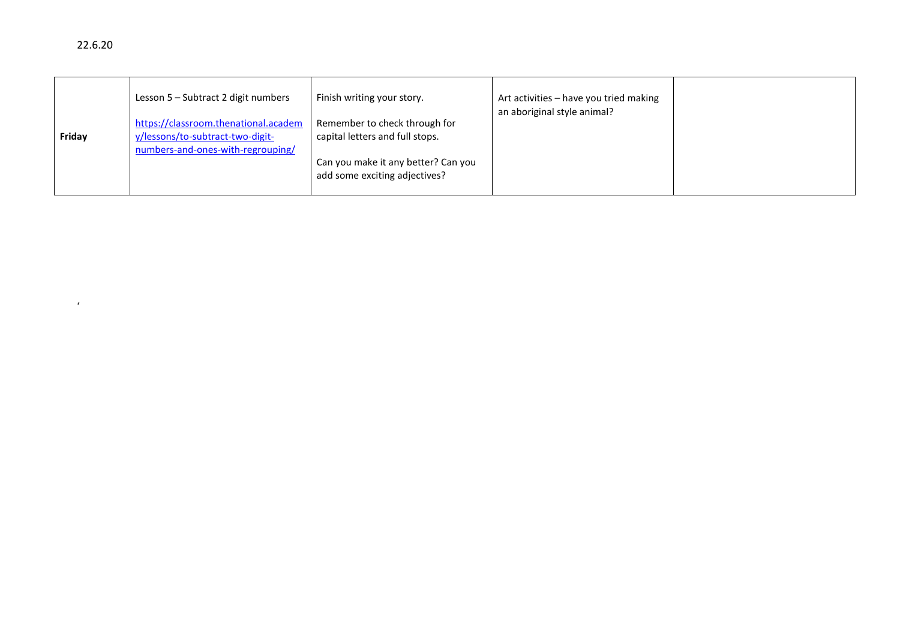22.6.20

| | | | | |
|---|---|---|---|---|
| **Friday** | Lesson 5 – Subtract 2 digit numbers<br><br>https://classroom.thenational.academy/lessons/to-subtract-two-digit-numbers-and-ones-with-regrouping/ | Finish writing your story.<br><br>Remember to check through for capital letters and full stops.<br><br>Can you make it any better? Can you add some exciting adjectives? | Art activities – have you tried making an aboriginal style animal? | |

‘